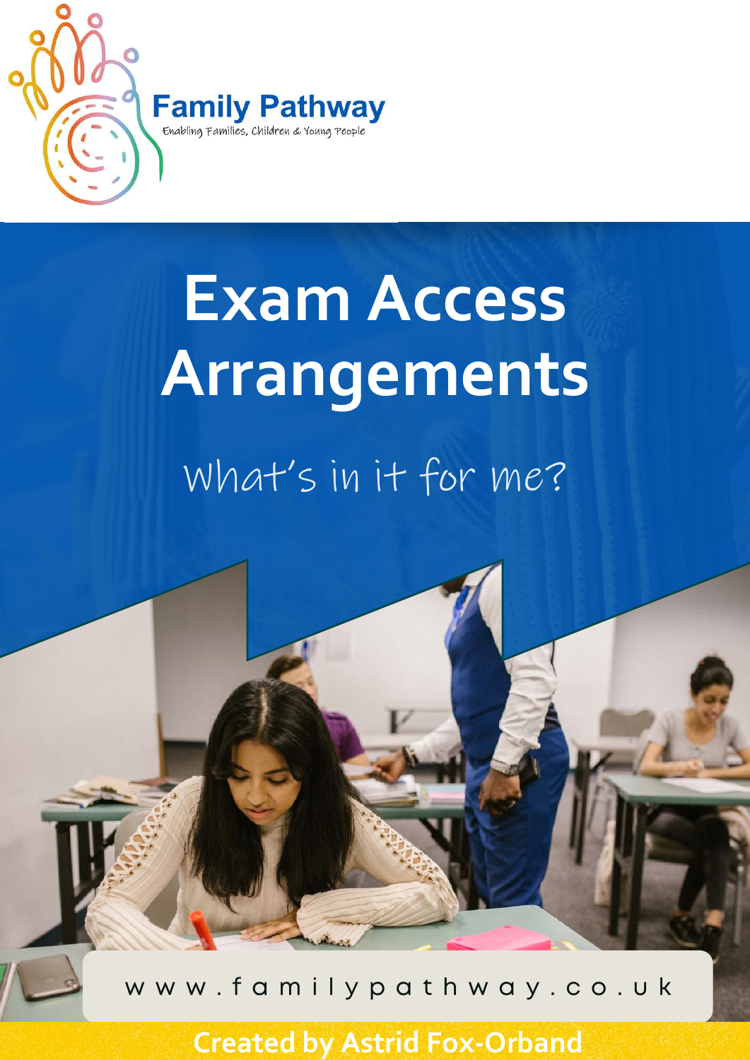Family Pathway

Enabling Families, Children & Young People

# Exam Access Arrangements

## What's in it for me?

www.familypathway.co.uk

**Created by Astrid Fox-Orband**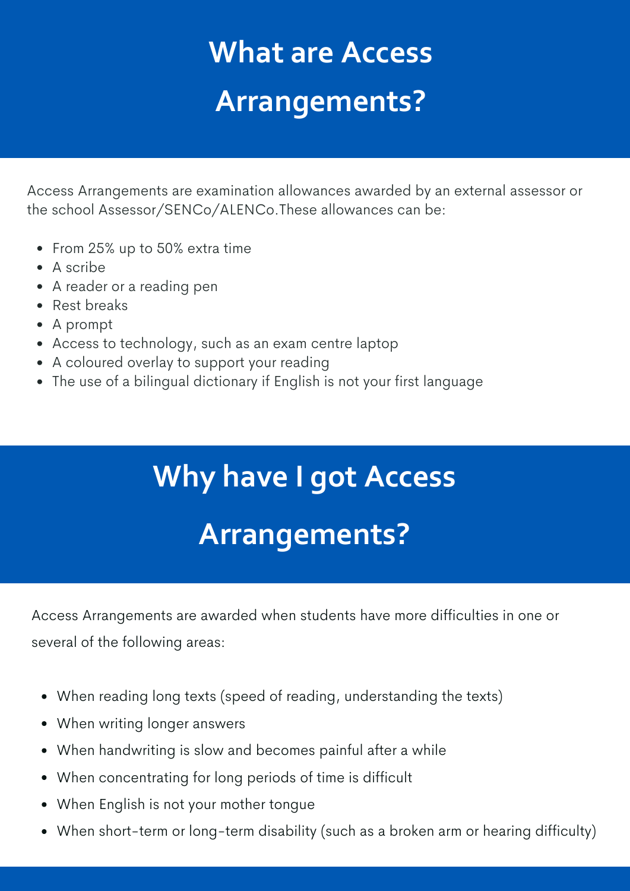# What are Access Arrangements?

Access Arrangements are examination allowances awarded by an external assessor or the school Assessor/SENCo/ALENCo.These allowances can be:

- From 25% up to 50% extra time
- A scribe
- A reader or a reading pen
- Rest breaks
- A prompt
- Access to technology, such as an exam centre laptop
- A coloured overlay to support your reading
- The use of a bilingual dictionary if English is not your first language

# Why have I got Access Arrangements?

Access Arrangements are awarded when students have more difficulties in one or several of the following areas:

- When reading long texts (speed of reading, understanding the texts)
- When writing longer answers
- When handwriting is slow and becomes painful after a while
- When concentrating for long periods of time is difficult
- When English is not your mother tongue
- When short-term or long-term disability (such as a broken arm or hearing difficulty)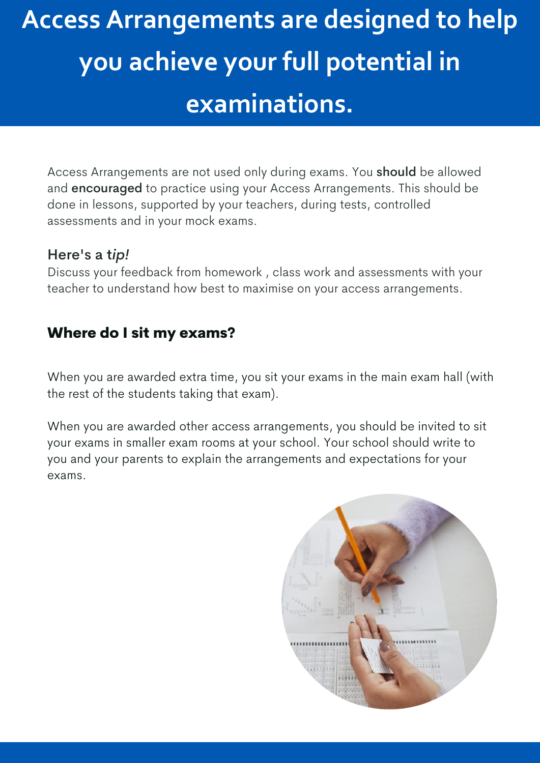# Access Arrangements are designed to help you achieve your full potential in examinations.

Access Arrangements are not used only during exams. You **should** be allowed and **encouraged** to practice using your Access Arrangements. This should be done in lessons, supported by your teachers, during tests, controlled assessments and in your mock exams.

Here's a t*ip!*
Discuss your feedback from homework , class work and assessments with your teacher to understand how best to maximise on your access arrangements.

## Where do I sit my exams?

When you are awarded extra time, you sit your exams in the main exam hall (with the rest of the students taking that exam).

When you are awarded other access arrangements, you should be invited to sit your exams in smaller exam rooms at your school. Your school should write to you and your parents to explain the arrangements and expectations for your exams.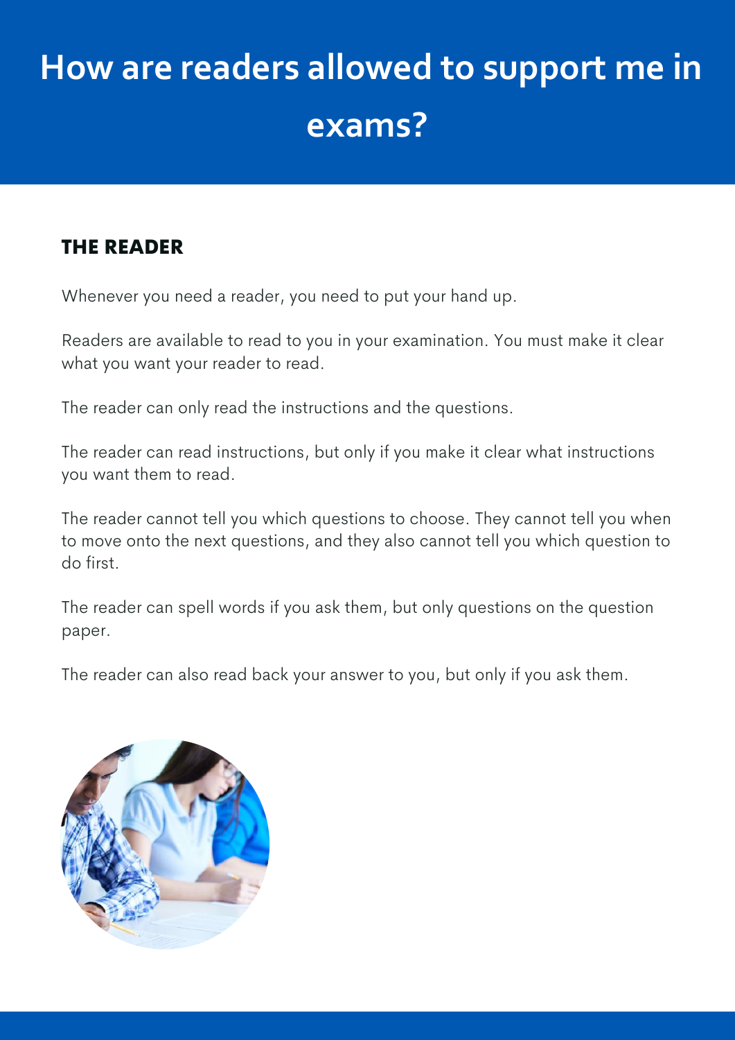# How are readers allowed to support me in exams?

## THE READER

Whenever you need a reader, you need to put your hand up.

Readers are available to read to you in your examination. You must make it clear what you want your reader to read.

The reader can only read the instructions and the questions.

The reader can read instructions, but only if you make it clear what instructions you want them to read.

The reader cannot tell you which questions to choose. They cannot tell you when to move onto the next questions, and they also cannot tell you which question to do first.

The reader can spell words if you ask them, but only questions on the question paper.

The reader can also read back your answer to you, but only if you ask them.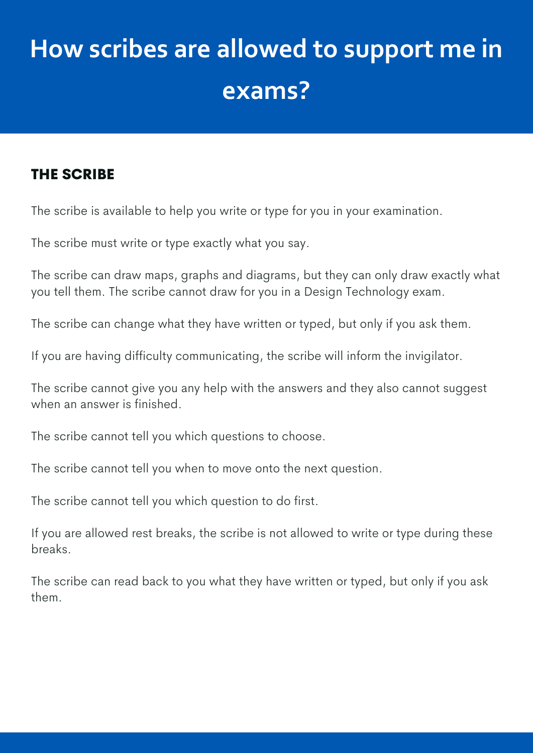# How scribes are allowed to support me in exams?

## THE SCRIBE

The scribe is available to help you write or type for you in your examination.

The scribe must write or type exactly what you say.

The scribe can draw maps, graphs and diagrams, but they can only draw exactly what you tell them. The scribe cannot draw for you in a Design Technology exam.

The scribe can change what they have written or typed, but only if you ask them.

If you are having difficulty communicating, the scribe will inform the invigilator.

The scribe cannot give you any help with the answers and they also cannot suggest when an answer is finished.

The scribe cannot tell you which questions to choose.

The scribe cannot tell you when to move onto the next question.

The scribe cannot tell you which question to do first.

If you are allowed rest breaks, the scribe is not allowed to write or type during these breaks.

The scribe can read back to you what they have written or typed, but only if you ask them.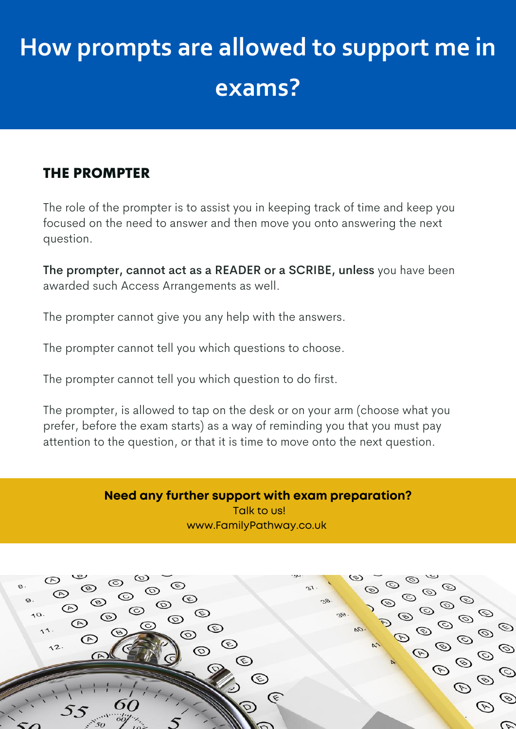# How prompts are allowed to support me in exams?

## THE PROMPTER

The role of the prompter is to assist you in keeping track of time and keep you focused on the need to answer and then move you onto answering the next question.

**The prompter, cannot act as a READER or a SCRIBE, unless** you have been awarded such Access Arrangements as well.

The prompter cannot give you any help with the answers.

The prompter cannot tell you which questions to choose.

The prompter cannot tell you which question to do first.

The prompter, is allowed to tap on the desk or on your arm (choose what you prefer, before the exam starts) as a way of reminding you that you must pay attention to the question, or that it is time to move onto the next question.

**Need any further support with exam preparation?**
Talk to us!
www.FamilyPathway.co.uk